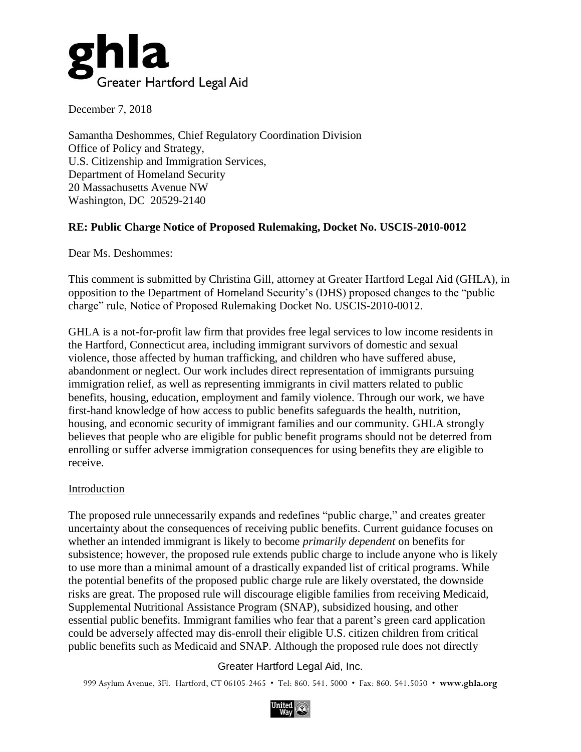**ghla**
Greater Hartford Legal Aid

December 7, 2018

Samantha Deshommes, Chief Regulatory Coordination Division
Office of Policy and Strategy,
U.S. Citizenship and Immigration Services,
Department of Homeland Security
20 Massachusetts Avenue NW
Washington, DC 20529-2140

**RE: Public Charge Notice of Proposed Rulemaking, Docket No. USCIS-2010-0012**

Dear Ms. Deshommes:

This comment is submitted by Christina Gill, attorney at Greater Hartford Legal Aid (GHLA), in opposition to the Department of Homeland Security's (DHS) proposed changes to the "public charge" rule, Notice of Proposed Rulemaking Docket No. USCIS-2010-0012.

GHLA is a not-for-profit law firm that provides free legal services to low income residents in the Hartford, Connecticut area, including immigrant survivors of domestic and sexual violence, those affected by human trafficking, and children who have suffered abuse, abandonment or neglect. Our work includes direct representation of immigrants pursuing immigration relief, as well as representing immigrants in civil matters related to public benefits, housing, education, employment and family violence. Through our work, we have first-hand knowledge of how access to public benefits safeguards the health, nutrition, housing, and economic security of immigrant families and our community. GHLA strongly believes that people who are eligible for public benefit programs should not be deterred from enrolling or suffer adverse immigration consequences for using benefits they are eligible to receive.

## Introduction

The proposed rule unnecessarily expands and redefines "public charge," and creates greater uncertainty about the consequences of receiving public benefits. Current guidance focuses on whether an intended immigrant is likely to become *primarily dependent* on benefits for subsistence; however, the proposed rule extends public charge to include anyone who is likely to use more than a minimal amount of a drastically expanded list of critical programs. While the potential benefits of the proposed public charge rule are likely overstated, the downside risks are great. The proposed rule will discourage eligible families from receiving Medicaid, Supplemental Nutritional Assistance Program (SNAP), subsidized housing, and other essential public benefits. Immigrant families who fear that a parent's green card application could be adversely affected may dis-enroll their eligible U.S. citizen children from critical public benefits such as Medicaid and SNAP. Although the proposed rule does not directly

Greater Hartford Legal Aid, Inc.

999 Asylum Avenue, 3Fl. Hartford, CT 06105-2465 • Tel: 860. 541. 5000 • Fax: 860. 541.5050 • **www.ghla.org**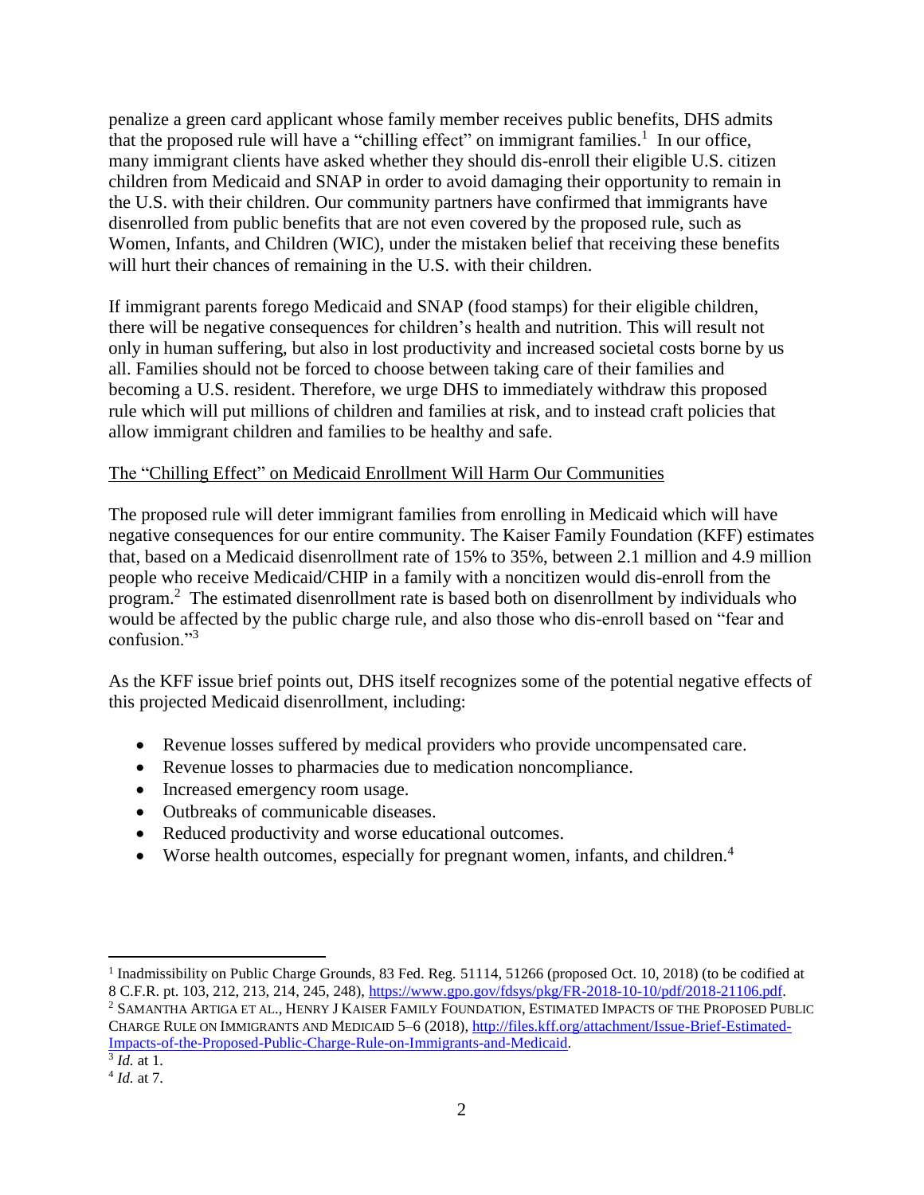penalize a green card applicant whose family member receives public benefits, DHS admits that the proposed rule will have a "chilling effect" on immigrant families.[1] In our office, many immigrant clients have asked whether they should dis-enroll their eligible U.S. citizen children from Medicaid and SNAP in order to avoid damaging their opportunity to remain in the U.S. with their children. Our community partners have confirmed that immigrants have disenrolled from public benefits that are not even covered by the proposed rule, such as Women, Infants, and Children (WIC), under the mistaken belief that receiving these benefits will hurt their chances of remaining in the U.S. with their children.

If immigrant parents forego Medicaid and SNAP (food stamps) for their eligible children, there will be negative consequences for children's health and nutrition. This will result not only in human suffering, but also in lost productivity and increased societal costs borne by us all. Families should not be forced to choose between taking care of their families and becoming a U.S. resident. Therefore, we urge DHS to immediately withdraw this proposed rule which will put millions of children and families at risk, and to instead craft policies that allow immigrant children and families to be healthy and safe.

<u>The "Chilling Effect" on Medicaid Enrollment Will Harm Our Communities</u>

The proposed rule will deter immigrant families from enrolling in Medicaid which will have negative consequences for our entire community. The Kaiser Family Foundation (KFF) estimates that, based on a Medicaid disenrollment rate of 15% to 35%, between 2.1 million and 4.9 million people who receive Medicaid/CHIP in a family with a noncitizen would dis-enroll from the program.[2] The estimated disenrollment rate is based both on disenrollment by individuals who would be affected by the public charge rule, and also those who dis-enroll based on "fear and confusion."[3]

As the KFF issue brief points out, DHS itself recognizes some of the potential negative effects of this projected Medicaid disenrollment, including:

- Revenue losses suffered by medical providers who provide uncompensated care.
- Revenue losses to pharmacies due to medication noncompliance.
- Increased emergency room usage.
- Outbreaks of communicable diseases.
- Reduced productivity and worse educational outcomes.
- Worse health outcomes, especially for pregnant women, infants, and children.[4]

---

[1] Inadmissibility on Public Charge Grounds, 83 Fed. Reg. 51114, 51266 (proposed Oct. 10, 2018) (to be codified at 8 C.F.R. pt. 103, 212, 213, 214, 245, 248), https://www.gpo.gov/fdsys/pkg/FR-2018-10-10/pdf/2018-21106.pdf.

[2] SAMANTHA ARTIGA ET AL., HENRY J KAISER FAMILY FOUNDATION, ESTIMATED IMPACTS OF THE PROPOSED PUBLIC CHARGE RULE ON IMMIGRANTS AND MEDICAID 5–6 (2018), http://files.kff.org/attachment/Issue-Brief-Estimated-Impacts-of-the-Proposed-Public-Charge-Rule-on-Immigrants-and-Medicaid.

[3] *Id.* at 1.

[4] *Id.* at 7.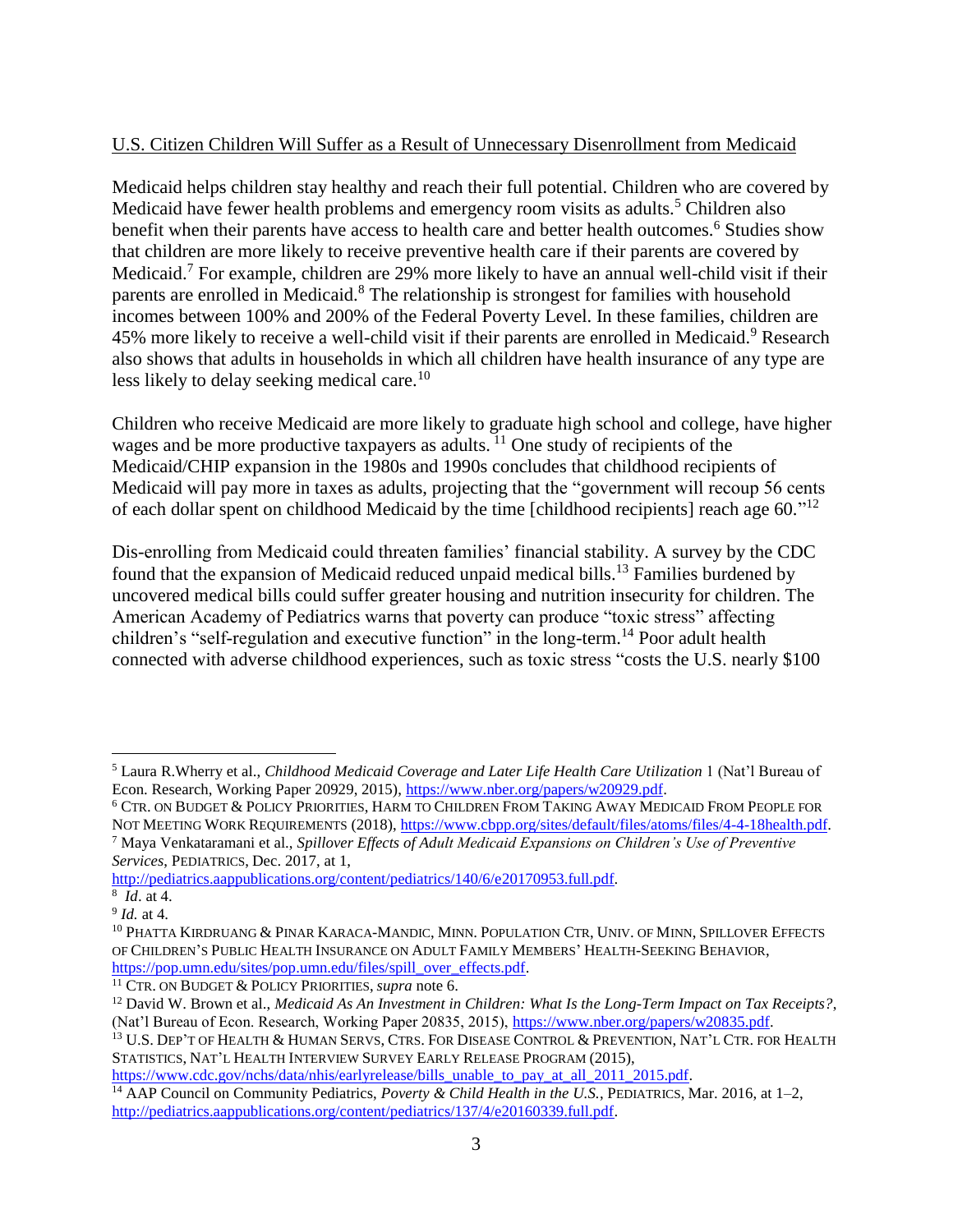U.S. Citizen Children Will Suffer as a Result of Unnecessary Disenrollment from Medicaid

Medicaid helps children stay healthy and reach their full potential. Children who are covered by Medicaid have fewer health problems and emergency room visits as adults.[5] Children also benefit when their parents have access to health care and better health outcomes.[6] Studies show that children are more likely to receive preventive health care if their parents are covered by Medicaid.[7] For example, children are 29% more likely to have an annual well-child visit if their parents are enrolled in Medicaid.[8] The relationship is strongest for families with household incomes between 100% and 200% of the Federal Poverty Level. In these families, children are 45% more likely to receive a well-child visit if their parents are enrolled in Medicaid.[9] Research also shows that adults in households in which all children have health insurance of any type are less likely to delay seeking medical care.[10]

Children who receive Medicaid are more likely to graduate high school and college, have higher wages and be more productive taxpayers as adults.[11] One study of recipients of the Medicaid/CHIP expansion in the 1980s and 1990s concludes that childhood recipients of Medicaid will pay more in taxes as adults, projecting that the "government will recoup 56 cents of each dollar spent on childhood Medicaid by the time [childhood recipients] reach age 60."[12]

Dis-enrolling from Medicaid could threaten families' financial stability. A survey by the CDC found that the expansion of Medicaid reduced unpaid medical bills.[13] Families burdened by uncovered medical bills could suffer greater housing and nutrition insecurity for children. The American Academy of Pediatrics warns that poverty can produce "toxic stress" affecting children's "self-regulation and executive function" in the long-term.[14] Poor adult health connected with adverse childhood experiences, such as toxic stress "costs the U.S. nearly $100

---

[5] Laura R.Wherry et al., *Childhood Medicaid Coverage and Later Life Health Care Utilization* 1 (Nat'l Bureau of Econ. Research, Working Paper 20929, 2015), https://www.nber.org/papers/w20929.pdf.

[6] CTR. ON BUDGET & POLICY PRIORITIES, HARM TO CHILDREN FROM TAKING AWAY MEDICAID FROM PEOPLE FOR NOT MEETING WORK REQUIREMENTS (2018), https://www.cbpp.org/sites/default/files/atoms/files/4-4-18health.pdf.

[7] Maya Venkataramani et al., *Spillover Effects of Adult Medicaid Expansions on Children's Use of Preventive Services*, PEDIATRICS, Dec. 2017, at 1, http://pediatrics.aappublications.org/content/pediatrics/140/6/e20170953.full.pdf.

[8] *Id*. at 4.

[9] *Id.* at 4.

[10] PHATTA KIRDRUANG & PINAR KARACA-MANDIC, MINN. POPULATION CTR, UNIV. OF MINN, SPILLOVER EFFECTS OF CHILDREN'S PUBLIC HEALTH INSURANCE ON ADULT FAMILY MEMBERS' HEALTH-SEEKING BEHAVIOR, https://pop.umn.edu/sites/pop.umn.edu/files/spill_over_effects.pdf.

[11] CTR. ON BUDGET & POLICY PRIORITIES, *supra* note 6.

[12] David W. Brown et al., *Medicaid As An Investment in Children: What Is the Long-Term Impact on Tax Receipts?*, (Nat'l Bureau of Econ. Research, Working Paper 20835, 2015), https://www.nber.org/papers/w20835.pdf.

[13] U.S. DEP'T OF HEALTH & HUMAN SERVS, CTRS. FOR DISEASE CONTROL & PREVENTION, NAT'L CTR. FOR HEALTH STATISTICS, NAT'L HEALTH INTERVIEW SURVEY EARLY RELEASE PROGRAM (2015), https://www.cdc.gov/nchs/data/nhis/earlyrelease/bills_unable_to_pay_at_all_2011_2015.pdf.

[14] AAP Council on Community Pediatrics, *Poverty & Child Health in the U.S.*, PEDIATRICS, Mar. 2016, at 1–2, http://pediatrics.aappublications.org/content/pediatrics/137/4/e20160339.full.pdf.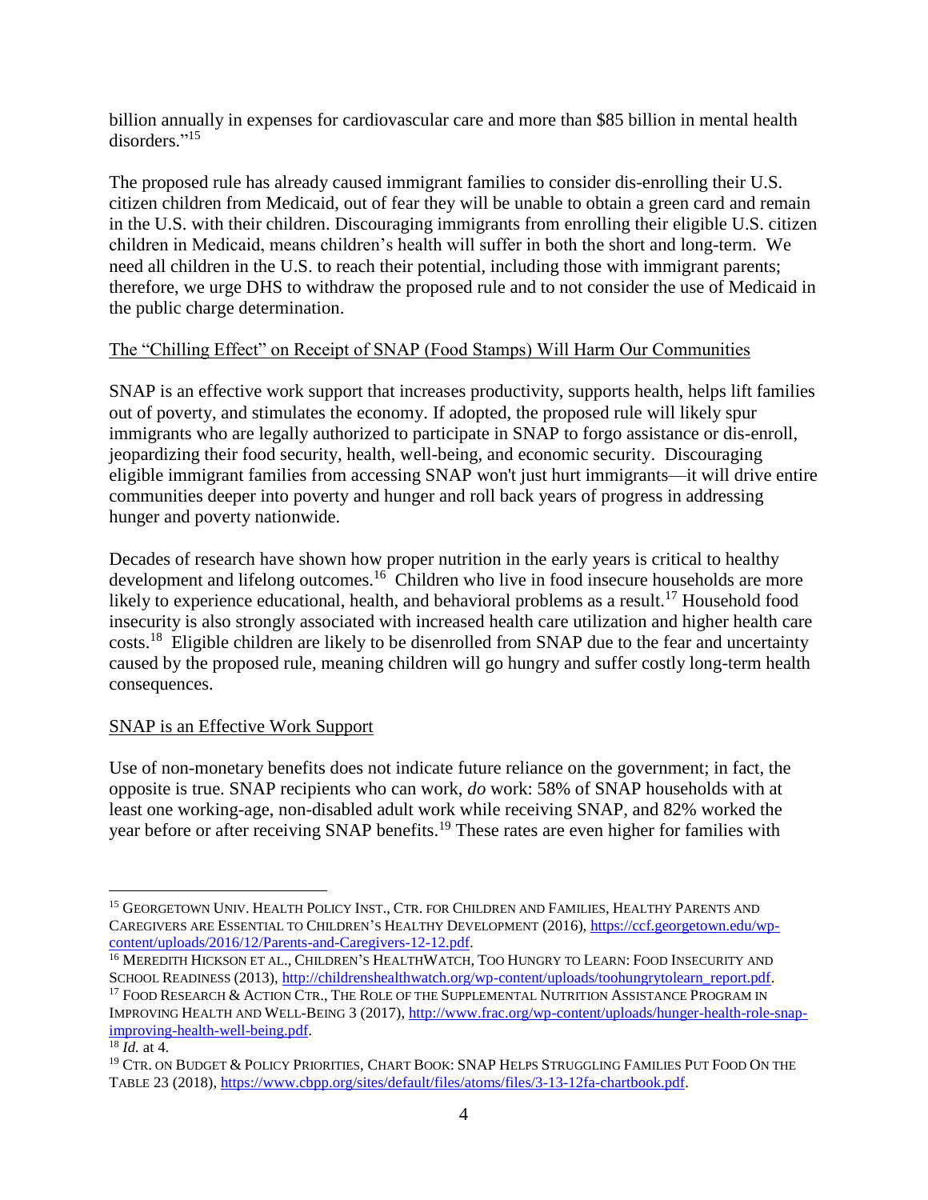billion annually in expenses for cardiovascular care and more than $85 billion in mental health disorders."[15]

The proposed rule has already caused immigrant families to consider dis-enrolling their U.S. citizen children from Medicaid, out of fear they will be unable to obtain a green card and remain in the U.S. with their children. Discouraging immigrants from enrolling their eligible U.S. citizen children in Medicaid, means children's health will suffer in both the short and long-term. We need all children in the U.S. to reach their potential, including those with immigrant parents; therefore, we urge DHS to withdraw the proposed rule and to not consider the use of Medicaid in the public charge determination.

<u>The "Chilling Effect" on Receipt of SNAP (Food Stamps) Will Harm Our Communities</u>

SNAP is an effective work support that increases productivity, supports health, helps lift families out of poverty, and stimulates the economy. If adopted, the proposed rule will likely spur immigrants who are legally authorized to participate in SNAP to forgo assistance or dis-enroll, jeopardizing their food security, health, well-being, and economic security. Discouraging eligible immigrant families from accessing SNAP won't just hurt immigrants—it will drive entire communities deeper into poverty and hunger and roll back years of progress in addressing hunger and poverty nationwide.

Decades of research have shown how proper nutrition in the early years is critical to healthy development and lifelong outcomes.[16] Children who live in food insecure households are more likely to experience educational, health, and behavioral problems as a result.[17] Household food insecurity is also strongly associated with increased health care utilization and higher health care costs.[18] Eligible children are likely to be disenrolled from SNAP due to the fear and uncertainty caused by the proposed rule, meaning children will go hungry and suffer costly long-term health consequences.

<u>SNAP is an Effective Work Support</u>

Use of non-monetary benefits does not indicate future reliance on the government; in fact, the opposite is true. SNAP recipients who can work, *do* work: 58% of SNAP households with at least one working-age, non-disabled adult work while receiving SNAP, and 82% worked the year before or after receiving SNAP benefits.[19] These rates are even higher for families with

---

[15] GEORGETOWN UNIV. HEALTH POLICY INST., CTR. FOR CHILDREN AND FAMILIES, HEALTHY PARENTS AND CAREGIVERS ARE ESSENTIAL TO CHILDREN'S HEALTHY DEVELOPMENT (2016), https://ccf.georgetown.edu/wp-content/uploads/2016/12/Parents-and-Caregivers-12-12.pdf.

[16] MEREDITH HICKSON ET AL., CHILDREN'S HEALTHWATCH, TOO HUNGRY TO LEARN: FOOD INSECURITY AND SCHOOL READINESS (2013), http://childrenshealthwatch.org/wp-content/uploads/toohungrytolearn_report.pdf.

[17] FOOD RESEARCH & ACTION CTR., THE ROLE OF THE SUPPLEMENTAL NUTRITION ASSISTANCE PROGRAM IN IMPROVING HEALTH AND WELL-BEING 3 (2017), http://www.frac.org/wp-content/uploads/hunger-health-role-snap-improving-health-well-being.pdf.

[18] *Id.* at 4.

[19] CTR. ON BUDGET & POLICY PRIORITIES, CHART BOOK: SNAP HELPS STRUGGLING FAMILIES PUT FOOD ON THE TABLE 23 (2018), https://www.cbpp.org/sites/default/files/atoms/files/3-13-12fa-chartbook.pdf.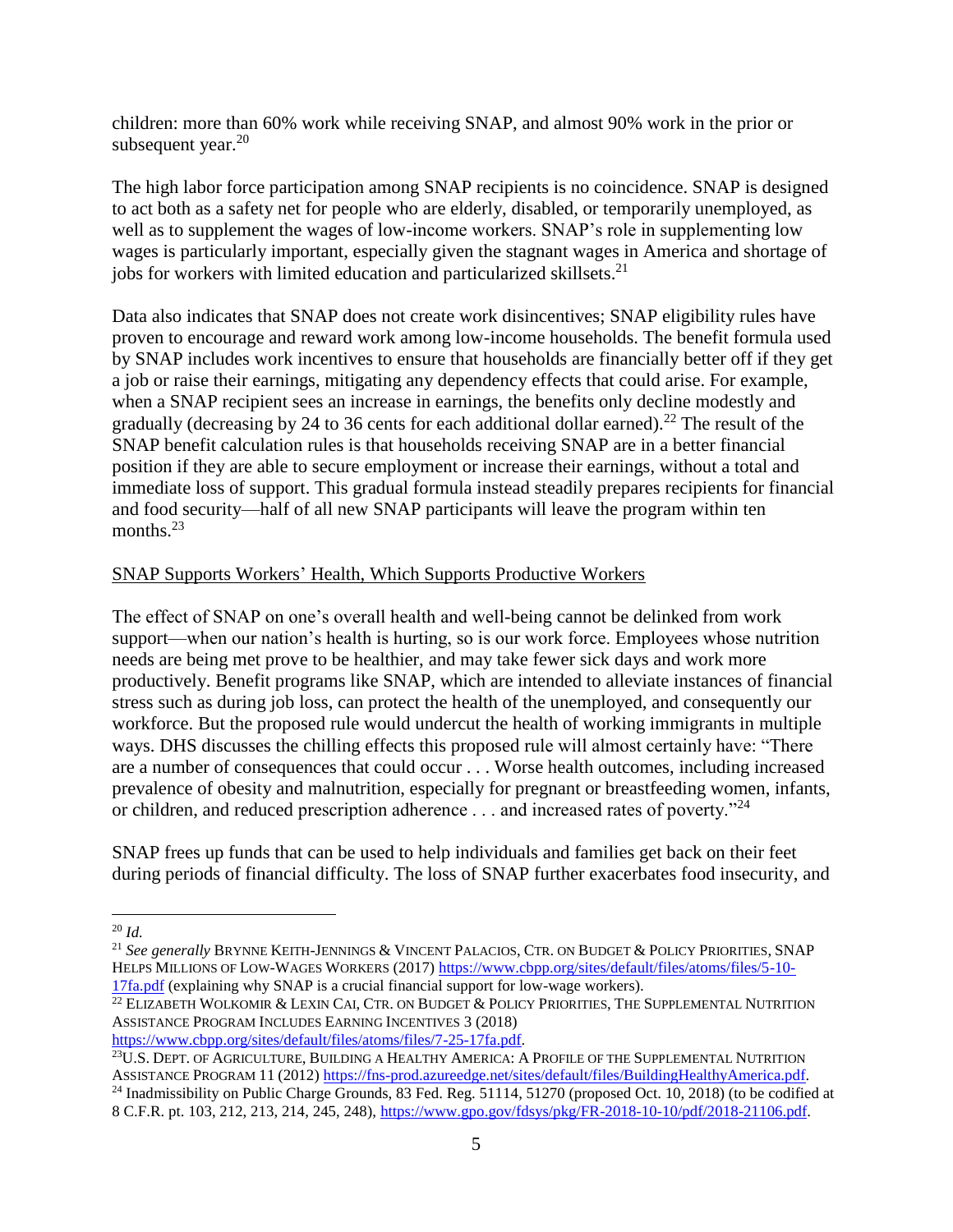children: more than 60% work while receiving SNAP, and almost 90% work in the prior or subsequent year.[20]

The high labor force participation among SNAP recipients is no coincidence. SNAP is designed to act both as a safety net for people who are elderly, disabled, or temporarily unemployed, as well as to supplement the wages of low-income workers. SNAP's role in supplementing low wages is particularly important, especially given the stagnant wages in America and shortage of jobs for workers with limited education and particularized skillsets.[21]

Data also indicates that SNAP does not create work disincentives; SNAP eligibility rules have proven to encourage and reward work among low-income households. The benefit formula used by SNAP includes work incentives to ensure that households are financially better off if they get a job or raise their earnings, mitigating any dependency effects that could arise. For example, when a SNAP recipient sees an increase in earnings, the benefits only decline modestly and gradually (decreasing by 24 to 36 cents for each additional dollar earned).[22] The result of the SNAP benefit calculation rules is that households receiving SNAP are in a better financial position if they are able to secure employment or increase their earnings, without a total and immediate loss of support. This gradual formula instead steadily prepares recipients for financial and food security—half of all new SNAP participants will leave the program within ten months.[23]

<u>SNAP Supports Workers' Health, Which Supports Productive Workers</u>

The effect of SNAP on one's overall health and well-being cannot be delinked from work support—when our nation's health is hurting, so is our work force. Employees whose nutrition needs are being met prove to be healthier, and may take fewer sick days and work more productively. Benefit programs like SNAP, which are intended to alleviate instances of financial stress such as during job loss, can protect the health of the unemployed, and consequently our workforce. But the proposed rule would undercut the health of working immigrants in multiple ways. DHS discusses the chilling effects this proposed rule will almost certainly have: "There are a number of consequences that could occur . . . Worse health outcomes, including increased prevalence of obesity and malnutrition, especially for pregnant or breastfeeding women, infants, or children, and reduced prescription adherence . . . and increased rates of poverty."[24]

SNAP frees up funds that can be used to help individuals and families get back on their feet during periods of financial difficulty. The loss of SNAP further exacerbates food insecurity, and

---

[20] *Id.*

[21] *See generally* BRYNNE KEITH-JENNINGS & VINCENT PALACIOS, CTR. ON BUDGET & POLICY PRIORITIES, SNAP HELPS MILLIONS OF LOW-WAGES WORKERS (2017) https://www.cbpp.org/sites/default/files/atoms/files/5-10-17fa.pdf (explaining why SNAP is a crucial financial support for low-wage workers).

[22] ELIZABETH WOLKOMIR & LEXIN CAI, CTR. ON BUDGET & POLICY PRIORITIES, THE SUPPLEMENTAL NUTRITION ASSISTANCE PROGRAM INCLUDES EARNING INCENTIVES 3 (2018) https://www.cbpp.org/sites/default/files/atoms/files/7-25-17fa.pdf.

[23] U.S. DEPT. OF AGRICULTURE, BUILDING A HEALTHY AMERICA: A PROFILE OF THE SUPPLEMENTAL NUTRITION ASSISTANCE PROGRAM 11 (2012) https://fns-prod.azureedge.net/sites/default/files/BuildingHealthyAmerica.pdf.

[24] Inadmissibility on Public Charge Grounds, 83 Fed. Reg. 51114, 51270 (proposed Oct. 10, 2018) (to be codified at 8 C.F.R. pt. 103, 212, 213, 214, 245, 248), https://www.gpo.gov/fdsys/pkg/FR-2018-10-10/pdf/2018-21106.pdf.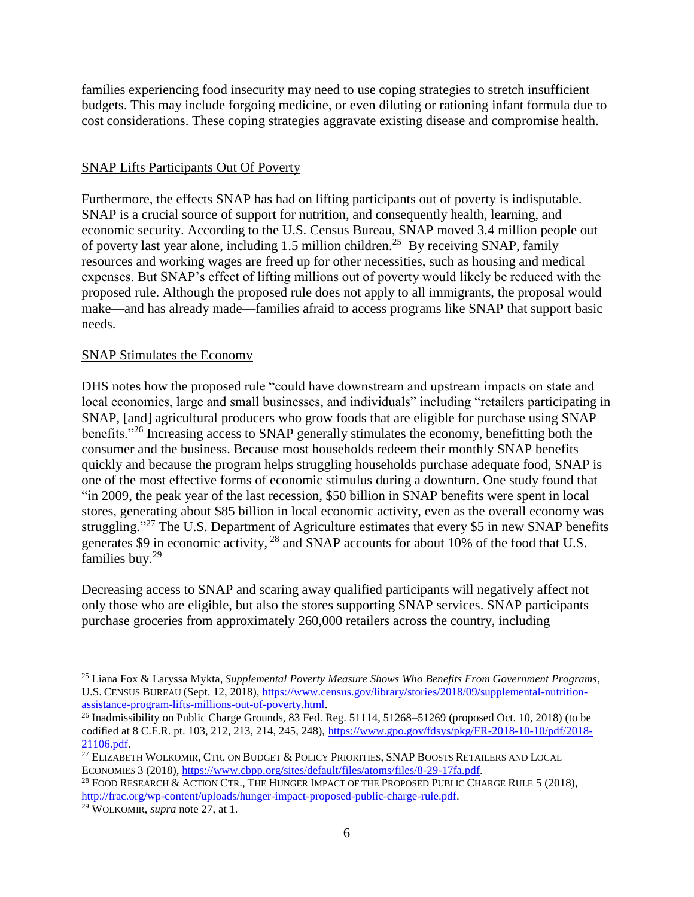families experiencing food insecurity may need to use coping strategies to stretch insufficient budgets. This may include forgoing medicine, or even diluting or rationing infant formula due to cost considerations. These coping strategies aggravate existing disease and compromise health.

<u>SNAP Lifts Participants Out Of Poverty</u>

Furthermore, the effects SNAP has had on lifting participants out of poverty is indisputable. SNAP is a crucial source of support for nutrition, and consequently health, learning, and economic security. According to the U.S. Census Bureau, SNAP moved 3.4 million people out of poverty last year alone, including 1.5 million children.[25] By receiving SNAP, family resources and working wages are freed up for other necessities, such as housing and medical expenses. But SNAP's effect of lifting millions out of poverty would likely be reduced with the proposed rule. Although the proposed rule does not apply to all immigrants, the proposal would make—and has already made—families afraid to access programs like SNAP that support basic needs.

<u>SNAP Stimulates the Economy</u>

DHS notes how the proposed rule "could have downstream and upstream impacts on state and local economies, large and small businesses, and individuals" including "retailers participating in SNAP, [and] agricultural producers who grow foods that are eligible for purchase using SNAP benefits."[26] Increasing access to SNAP generally stimulates the economy, benefitting both the consumer and the business. Because most households redeem their monthly SNAP benefits quickly and because the program helps struggling households purchase adequate food, SNAP is one of the most effective forms of economic stimulus during a downturn. One study found that "in 2009, the peak year of the last recession, $50 billion in SNAP benefits were spent in local stores, generating about $85 billion in local economic activity, even as the overall economy was struggling."[27] The U.S. Department of Agriculture estimates that every $5 in new SNAP benefits generates $9 in economic activity, [28] and SNAP accounts for about 10% of the food that U.S. families buy.[29]

Decreasing access to SNAP and scaring away qualified participants will negatively affect not only those who are eligible, but also the stores supporting SNAP services. SNAP participants purchase groceries from approximately 260,000 retailers across the country, including

---

[25] Liana Fox & Laryssa Mykta, *Supplemental Poverty Measure Shows Who Benefits From Government Programs*, U.S. CENSUS BUREAU (Sept. 12, 2018), https://www.census.gov/library/stories/2018/09/supplemental-nutrition-assistance-program-lifts-millions-out-of-poverty.html.

[26] Inadmissibility on Public Charge Grounds, 83 Fed. Reg. 51114, 51268–51269 (proposed Oct. 10, 2018) (to be codified at 8 C.F.R. pt. 103, 212, 213, 214, 245, 248), https://www.gpo.gov/fdsys/pkg/FR-2018-10-10/pdf/2018-21106.pdf.

[27] ELIZABETH WOLKOMIR, CTR. ON BUDGET & POLICY PRIORITIES, SNAP BOOSTS RETAILERS AND LOCAL ECONOMIES 3 (2018), https://www.cbpp.org/sites/default/files/atoms/files/8-29-17fa.pdf.

[28] FOOD RESEARCH & ACTION CTR., THE HUNGER IMPACT OF THE PROPOSED PUBLIC CHARGE RULE 5 (2018), http://frac.org/wp-content/uploads/hunger-impact-proposed-public-charge-rule.pdf.

[29] WOLKOMIR, *supra* note 27, at 1.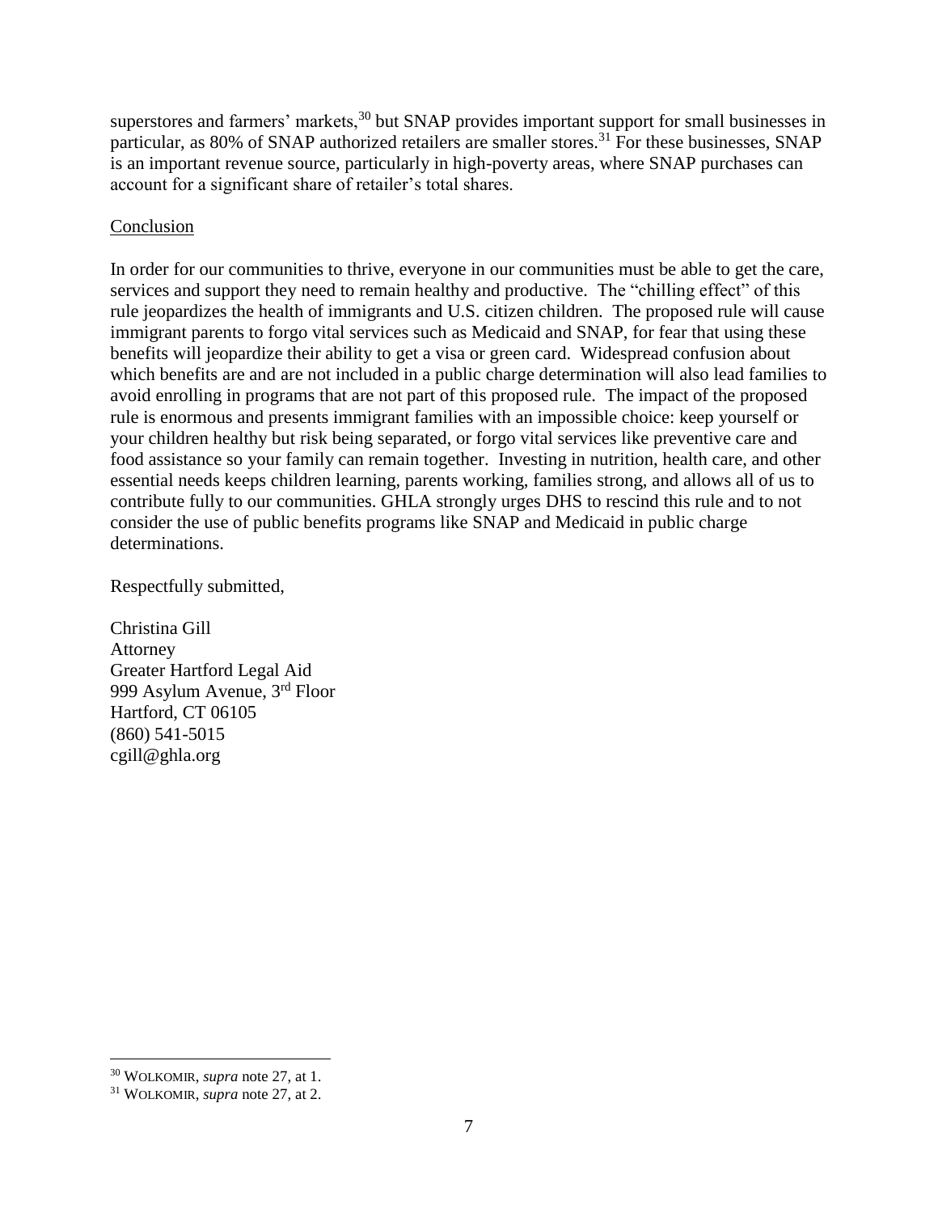superstores and farmers' markets,[30] but SNAP provides important support for small businesses in particular, as 80% of SNAP authorized retailers are smaller stores.[31] For these businesses, SNAP is an important revenue source, particularly in high-poverty areas, where SNAP purchases can account for a significant share of retailer's total shares.

Conclusion

In order for our communities to thrive, everyone in our communities must be able to get the care, services and support they need to remain healthy and productive. The "chilling effect" of this rule jeopardizes the health of immigrants and U.S. citizen children. The proposed rule will cause immigrant parents to forgo vital services such as Medicaid and SNAP, for fear that using these benefits will jeopardize their ability to get a visa or green card. Widespread confusion about which benefits are and are not included in a public charge determination will also lead families to avoid enrolling in programs that are not part of this proposed rule. The impact of the proposed rule is enormous and presents immigrant families with an impossible choice: keep yourself or your children healthy but risk being separated, or forgo vital services like preventive care and food assistance so your family can remain together. Investing in nutrition, health care, and other essential needs keeps children learning, parents working, families strong, and allows all of us to contribute fully to our communities. GHLA strongly urges DHS to rescind this rule and to not consider the use of public benefits programs like SNAP and Medicaid in public charge determinations.

Respectfully submitted,

Christina Gill
Attorney
Greater Hartford Legal Aid
999 Asylum Avenue, 3rd Floor
Hartford, CT 06105
(860) 541-5015
cgill@ghla.org

[30] WOLKOMIR, *supra* note 27, at 1.
[31] WOLKOMIR, *supra* note 27, at 2.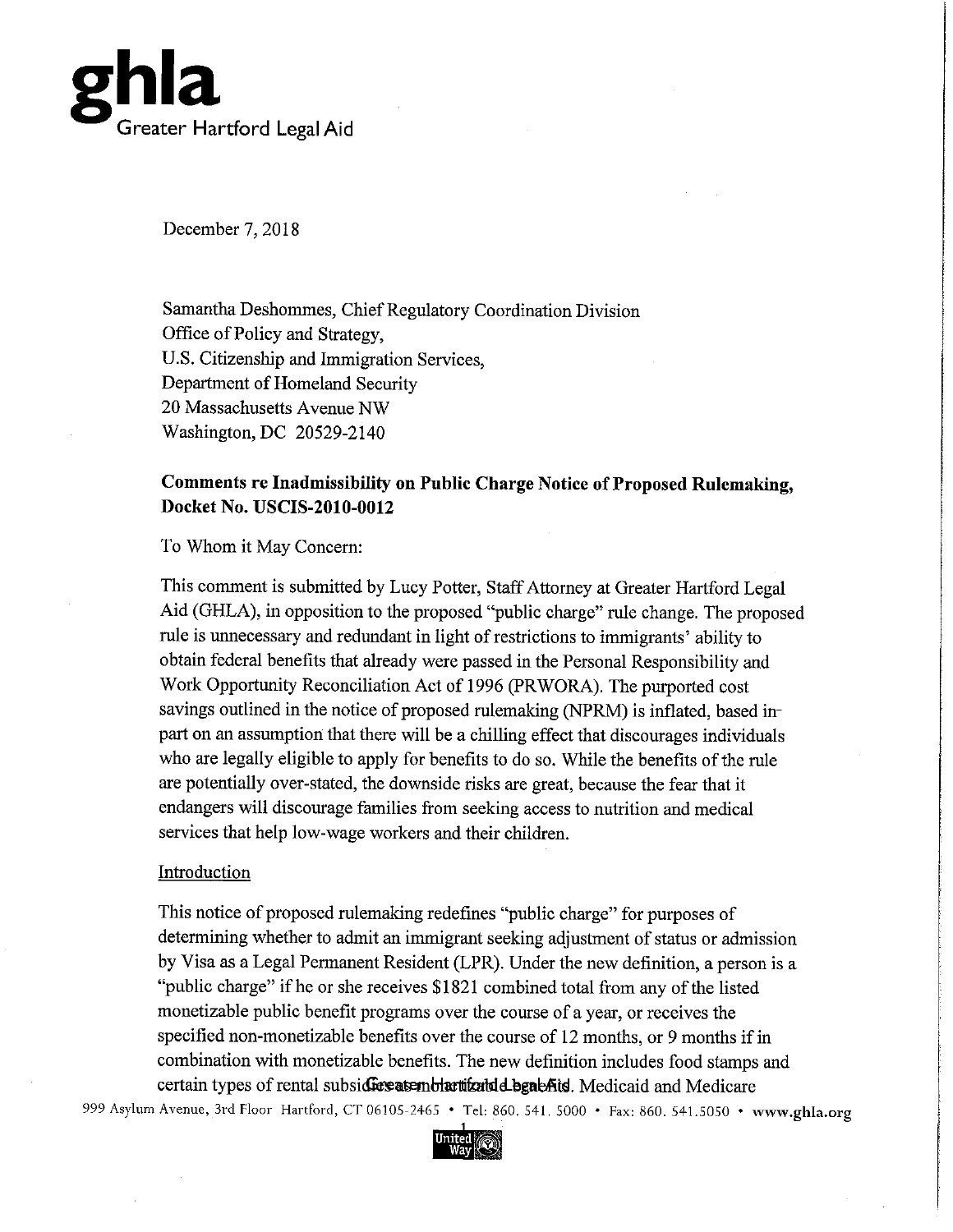**ghla**
Greater Hartford Legal Aid

December 7, 2018

Samantha Deshommes, Chief Regulatory Coordination Division
Office of Policy and Strategy,
U.S. Citizenship and Immigration Services,
Department of Homeland Security
20 Massachusetts Avenue NW
Washington, DC 20529-2140

**Comments re Inadmissibility on Public Charge Notice of Proposed Rulemaking, Docket No. USCIS-2010-0012**

To Whom it May Concern:

This comment is submitted by Lucy Potter, Staff Attorney at Greater Hartford Legal Aid (GHLA), in opposition to the proposed "public charge" rule change. The proposed rule is unnecessary and redundant in light of restrictions to immigrants' ability to obtain federal benefits that already were passed in the Personal Responsibility and Work Opportunity Reconciliation Act of 1996 (PRWORA). The purported cost savings outlined in the notice of proposed rulemaking (NPRM) is inflated, based in-part on an assumption that there will be a chilling effect that discourages individuals who are legally eligible to apply for benefits to do so. While the benefits of the rule are potentially over-stated, the downside risks are great, because the fear that it endangers will discourage families from seeking access to nutrition and medical services that help low-wage workers and their children.

Introduction

This notice of proposed rulemaking redefines "public charge" for purposes of determining whether to admit an immigrant seeking adjustment of status or admission by Visa as a Legal Permanent Resident (LPR). Under the new definition, a person is a "public charge" if he or she receives $1821 combined total from any of the listed monetizable public benefit programs over the course of a year, or receives the specified non-monetizable benefits over the course of 12 months, or 9 months if in combination with monetizable benefits. The new definition includes food stamps and certain types of rental subsidies as monetizable benefits. Medicaid and Medicare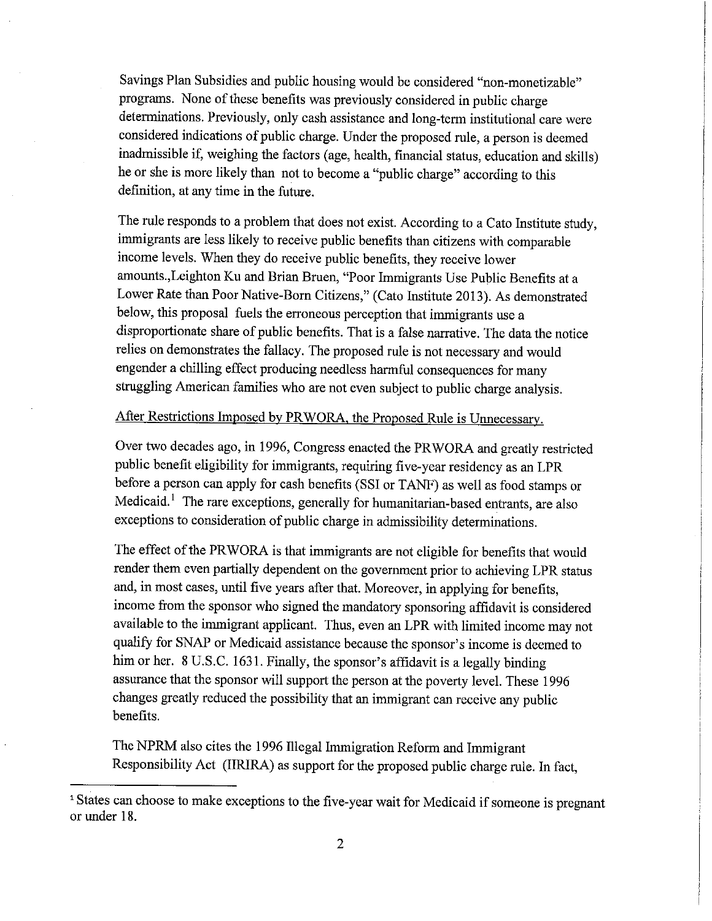Savings Plan Subsidies and public housing would be considered "non-monetizable" programs. None of these benefits was previously considered in public charge determinations. Previously, only cash assistance and long-term institutional care were considered indications of public charge. Under the proposed rule, a person is deemed inadmissible if, weighing the factors (age, health, financial status, education and skills) he or she is more likely than not to become a "public charge" according to this definition, at any time in the future.

The rule responds to a problem that does not exist. According to a Cato Institute study, immigrants are less likely to receive public benefits than citizens with comparable income levels. When they do receive public benefits, they receive lower amounts.,Leighton Ku and Brian Bruen, "Poor Immigrants Use Public Benefits at a Lower Rate than Poor Native-Born Citizens," (Cato Institute 2013). As demonstrated below, this proposal fuels the erroneous perception that immigrants use a disproportionate share of public benefits. That is a false narrative. The data the notice relies on demonstrates the fallacy. The proposed rule is not necessary and would engender a chilling effect producing needless harmful consequences for many struggling American families who are not even subject to public charge analysis.

<u>After Restrictions Imposed by PRWORA, the Proposed Rule is Unnecessary.</u>

Over two decades ago, in 1996, Congress enacted the PRWORA and greatly restricted public benefit eligibility for immigrants, requiring five-year residency as an LPR before a person can apply for cash benefits (SSI or TANF) as well as food stamps or Medicaid.[1] The rare exceptions, generally for humanitarian-based entrants, are also exceptions to consideration of public charge in admissibility determinations.

The effect of the PRWORA is that immigrants are not eligible for benefits that would render them even partially dependent on the government prior to achieving LPR status and, in most cases, until five years after that. Moreover, in applying for benefits, income from the sponsor who signed the mandatory sponsoring affidavit is considered available to the immigrant applicant. Thus, even an LPR with limited income may not qualify for SNAP or Medicaid assistance because the sponsor's income is deemed to him or her. 8 U.S.C. 1631. Finally, the sponsor's affidavit is a legally binding assurance that the sponsor will support the person at the poverty level. These 1996 changes greatly reduced the possibility that an immigrant can receive any public benefits.

The NPRM also cites the 1996 Illegal Immigration Reform and Immigrant Responsibility Act (IIRIRA) as support for the proposed public charge rule. In fact,

---

[1] States can choose to make exceptions to the five-year wait for Medicaid if someone is pregnant or under 18.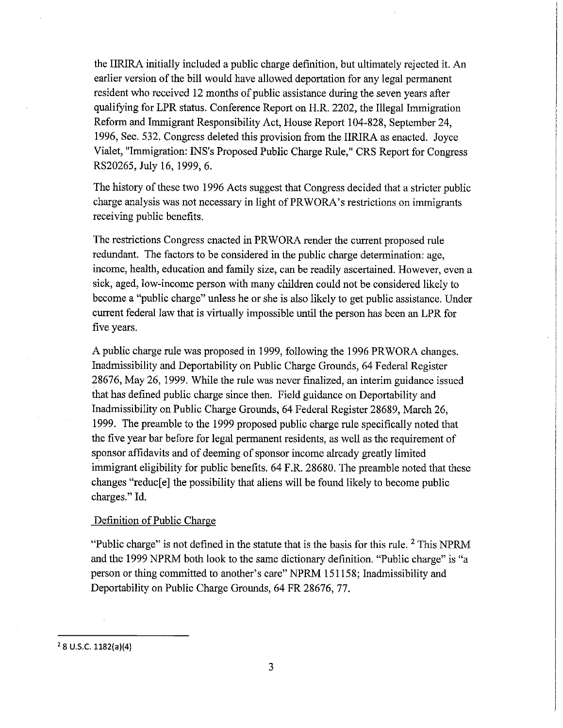the IIRIRA initially included a public charge definition, but ultimately rejected it. An earlier version of the bill would have allowed deportation for any legal permanent resident who received 12 months of public assistance during the seven years after qualifying for LPR status. Conference Report on H.R. 2202, the Illegal Immigration Reform and Immigrant Responsibility Act, House Report 104-828, September 24, 1996, Sec. 532. Congress deleted this provision from the IIRIRA as enacted. Joyce Vialet, "Immigration: INS's Proposed Public Charge Rule," CRS Report for Congress RS20265, July 16, 1999, 6.

The history of these two 1996 Acts suggest that Congress decided that a stricter public charge analysis was not necessary in light of PRWORA's restrictions on immigrants receiving public benefits.

The restrictions Congress enacted in PRWORA render the current proposed rule redundant. The factors to be considered in the public charge determination: age, income, health, education and family size, can be readily ascertained. However, even a sick, aged, low-income person with many children could not be considered likely to become a "public charge" unless he or she is also likely to get public assistance. Under current federal law that is virtually impossible until the person has been an LPR for five years.

A public charge rule was proposed in 1999, following the 1996 PRWORA changes. Inadmissibility and Deportability on Public Charge Grounds, 64 Federal Register 28676, May 26, 1999. While the rule was never finalized, an interim guidance issued that has defined public charge since then. Field guidance on Deportability and Inadmissibility on Public Charge Grounds, 64 Federal Register 28689, March 26, 1999. The preamble to the 1999 proposed public charge rule specifically noted that the five year bar before for legal permanent residents, as well as the requirement of sponsor affidavits and of deeming of sponsor income already greatly limited immigrant eligibility for public benefits. 64 F.R. 28680. The preamble noted that these changes "reduc[e] the possibility that aliens will be found likely to become public charges." Id.

Definition of Public Charge

"Public charge" is not defined in the statute that is the basis for this rule.[2] This NPRM and the 1999 NPRM both look to the same dictionary definition. "Public charge" is "a person or thing committed to another's care" NPRM 151158; Inadmissibility and Deportability on Public Charge Grounds, 64 FR 28676, 77.

[2] 8 U.S.C. 1182(a)(4)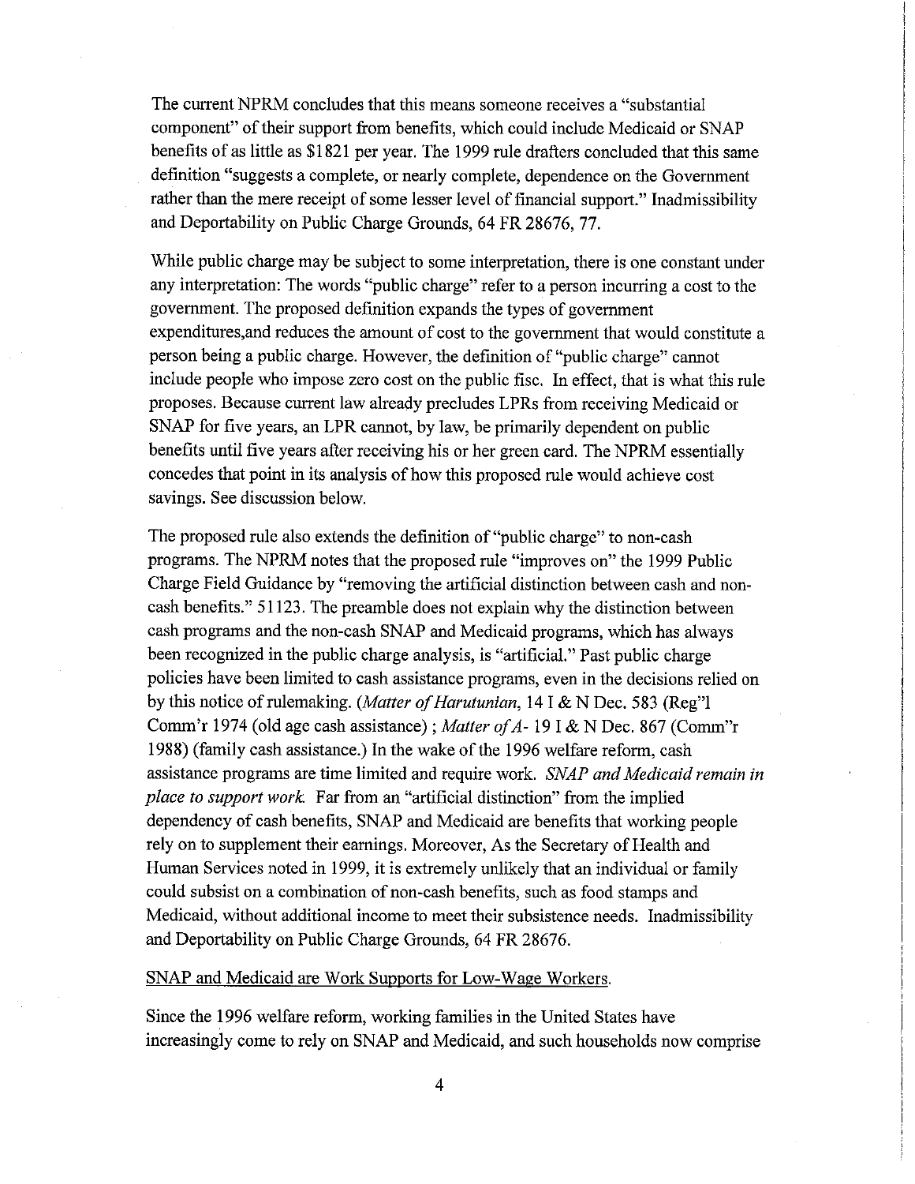The current NPRM concludes that this means someone receives a "substantial component" of their support from benefits, which could include Medicaid or SNAP benefits of as little as $1821 per year. The 1999 rule drafters concluded that this same definition "suggests a complete, or nearly complete, dependence on the Government rather than the mere receipt of some lesser level of financial support." Inadmissibility and Deportability on Public Charge Grounds, 64 FR 28676, 77.

While public charge may be subject to some interpretation, there is one constant under any interpretation: The words "public charge" refer to a person incurring a cost to the government. The proposed definition expands the types of government expenditures,and reduces the amount of cost to the government that would constitute a person being a public charge. However, the definition of "public charge" cannot include people who impose zero cost on the public fisc. In effect, that is what this rule proposes. Because current law already precludes LPRs from receiving Medicaid or SNAP for five years, an LPR cannot, by law, be primarily dependent on public benefits until five years after receiving his or her green card. The NPRM essentially concedes that point in its analysis of how this proposed rule would achieve cost savings. See discussion below.

The proposed rule also extends the definition of "public charge" to non-cash programs. The NPRM notes that the proposed rule "improves on" the 1999 Public Charge Field Guidance by "removing the artificial distinction between cash and non-cash benefits." 51123. The preamble does not explain why the distinction between cash programs and the non-cash SNAP and Medicaid programs, which has always been recognized in the public charge analysis, is "artificial." Past public charge policies have been limited to cash assistance programs, even in the decisions relied on by this notice of rulemaking. (*Matter of Harutunian*, 14 I & N Dec. 583 (Reg"l Comm'r 1974 (old age cash assistance) ; *Matter of A-* 19 I & N Dec. 867 (Comm"r 1988) (family cash assistance.) In the wake of the 1996 welfare reform, cash assistance programs are time limited and require work. *SNAP and Medicaid remain in place to support work.* Far from an "artificial distinction" from the implied dependency of cash benefits, SNAP and Medicaid are benefits that working people rely on to supplement their earnings. Moreover, As the Secretary of Health and Human Services noted in 1999, it is extremely unlikely that an individual or family could subsist on a combination of non-cash benefits, such as food stamps and Medicaid, without additional income to meet their subsistence needs. Inadmissibility and Deportability on Public Charge Grounds, 64 FR 28676.

<u>SNAP and Medicaid are Work Supports for Low-Wage Workers.</u>

Since the 1996 welfare reform, working families in the United States have increasingly come to rely on SNAP and Medicaid, and such households now comprise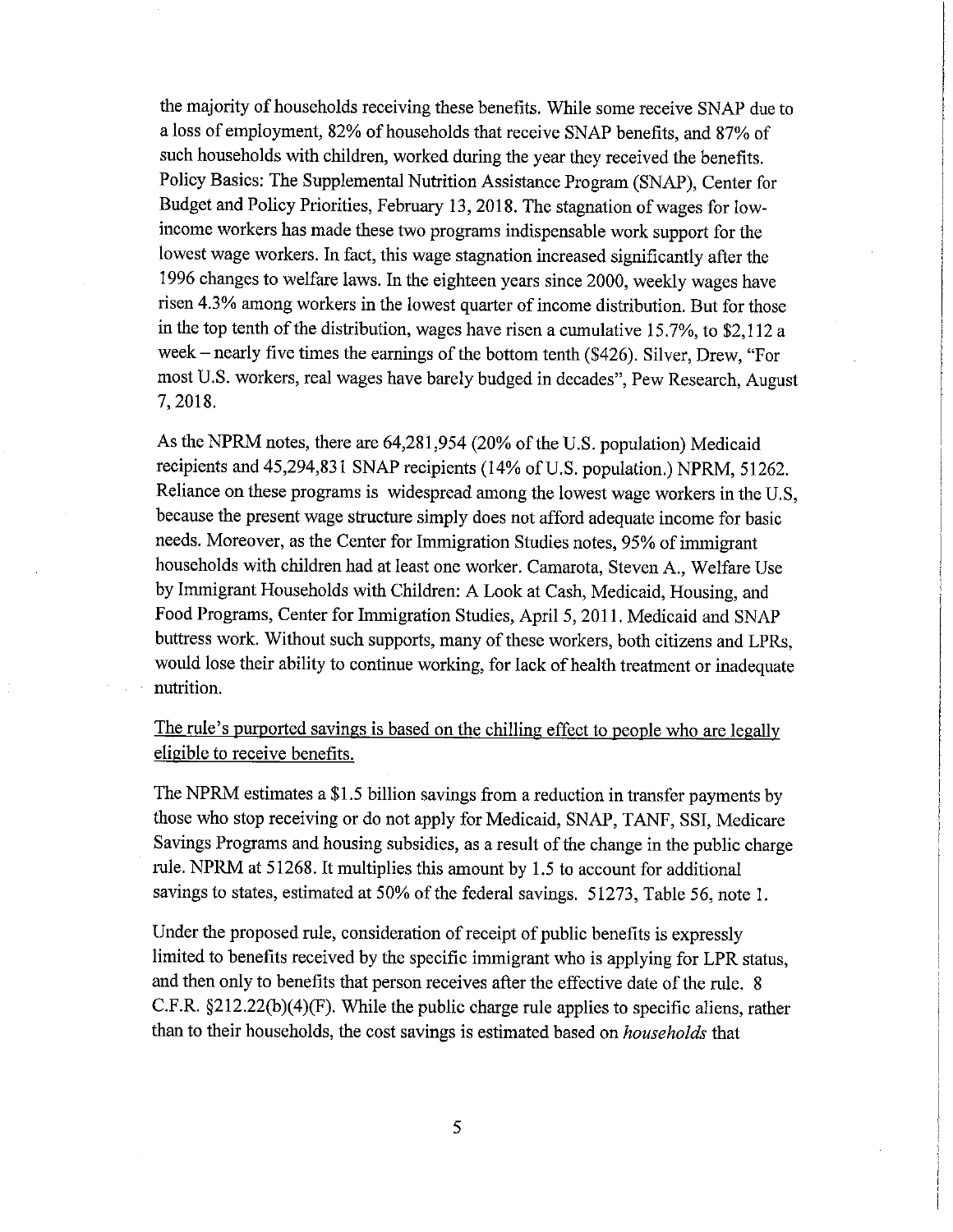the majority of households receiving these benefits. While some receive SNAP due to a loss of employment, 82% of households that receive SNAP benefits, and 87% of such households with children, worked during the year they received the benefits. Policy Basics: The Supplemental Nutrition Assistance Program (SNAP), Center for Budget and Policy Priorities, February 13, 2018. The stagnation of wages for low-income workers has made these two programs indispensable work support for the lowest wage workers. In fact, this wage stagnation increased significantly after the 1996 changes to welfare laws. In the eighteen years since 2000, weekly wages have risen 4.3% among workers in the lowest quarter of income distribution. But for those in the top tenth of the distribution, wages have risen a cumulative 15.7%, to $2,112 a week – nearly five times the earnings of the bottom tenth ($426). Silver, Drew, "For most U.S. workers, real wages have barely budged in decades", Pew Research, August 7, 2018.

As the NPRM notes, there are 64,281,954 (20% of the U.S. population) Medicaid recipients and 45,294,831 SNAP recipients (14% of U.S. population.) NPRM, 51262. Reliance on these programs is widespread among the lowest wage workers in the U.S, because the present wage structure simply does not afford adequate income for basic needs. Moreover, as the Center for Immigration Studies notes, 95% of immigrant households with children had at least one worker. Camarota, Steven A., Welfare Use by Immigrant Households with Children: A Look at Cash, Medicaid, Housing, and Food Programs, Center for Immigration Studies, April 5, 2011. Medicaid and SNAP buttress work. Without such supports, many of these workers, both citizens and LPRs, would lose their ability to continue working, for lack of health treatment or inadequate nutrition.

<u>The rule's purported savings is based on the chilling effect to people who are legally eligible to receive benefits.</u>

The NPRM estimates a $1.5 billion savings from a reduction in transfer payments by those who stop receiving or do not apply for Medicaid, SNAP, TANF, SSI, Medicare Savings Programs and housing subsidies, as a result of the change in the public charge rule. NPRM at 51268. It multiplies this amount by 1.5 to account for additional savings to states, estimated at 50% of the federal savings. 51273, Table 56, note 1.

Under the proposed rule, consideration of receipt of public benefits is expressly limited to benefits received by the specific immigrant who is applying for LPR status, and then only to benefits that person receives after the effective date of the rule. 8 C.F.R. §212.22(b)(4)(F). While the public charge rule applies to specific aliens, rather than to their households, the cost savings is estimated based on *households* that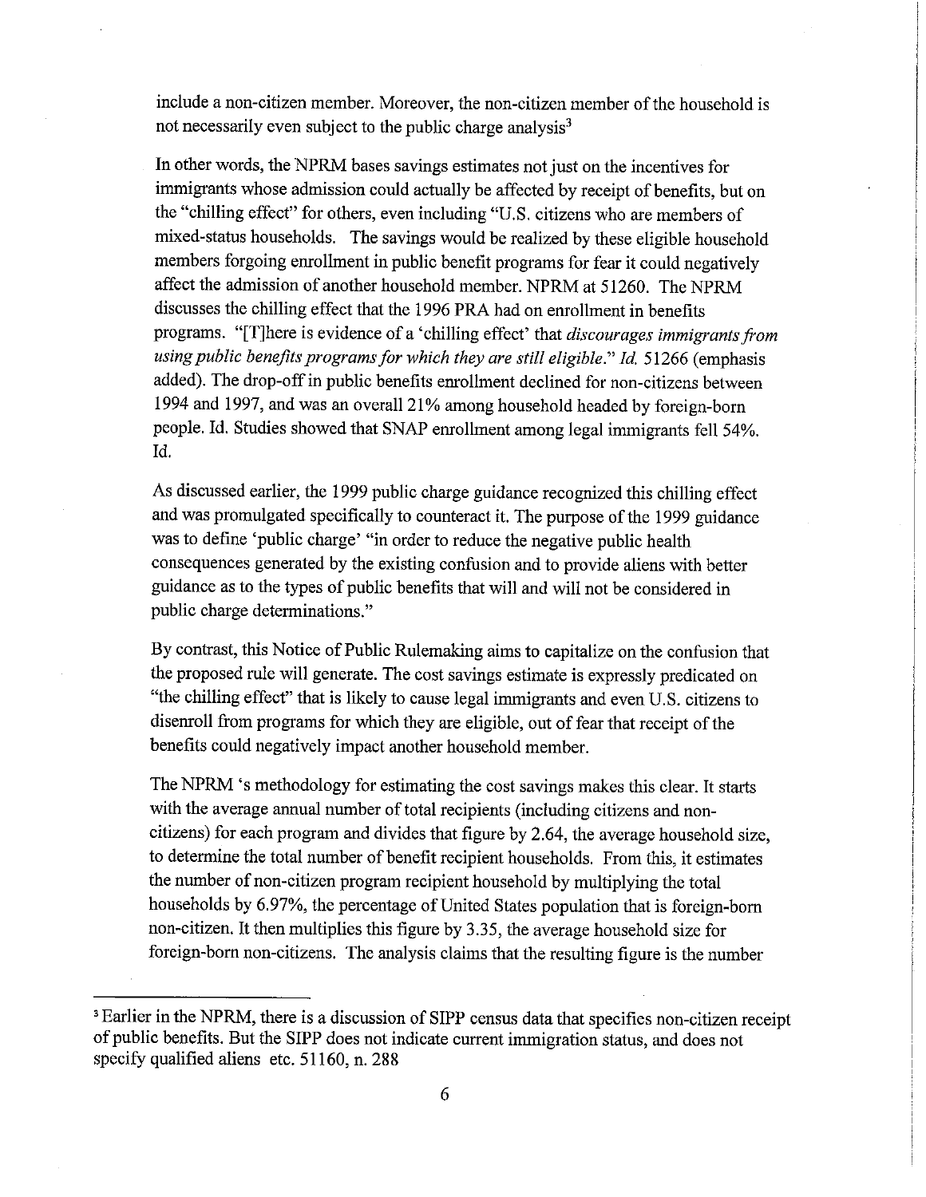include a non-citizen member. Moreover, the non-citizen member of the household is not necessarily even subject to the public charge analysis[3]

In other words, the NPRM bases savings estimates not just on the incentives for immigrants whose admission could actually be affected by receipt of benefits, but on the "chilling effect" for others, even including "U.S. citizens who are members of mixed-status households. The savings would be realized by these eligible household members forgoing enrollment in public benefit programs for fear it could negatively affect the admission of another household member. NPRM at 51260. The NPRM discusses the chilling effect that the 1996 PRA had on enrollment in benefits programs. "[T]here is evidence of a 'chilling effect' that *discourages immigrants from using public benefits programs for which they are still eligible.*" *Id.* 51266 (emphasis added). The drop-off in public benefits enrollment declined for non-citizens between 1994 and 1997, and was an overall 21% among household headed by foreign-born people. Id. Studies showed that SNAP enrollment among legal immigrants fell 54%. Id.

As discussed earlier, the 1999 public charge guidance recognized this chilling effect and was promulgated specifically to counteract it. The purpose of the 1999 guidance was to define 'public charge' "in order to reduce the negative public health consequences generated by the existing confusion and to provide aliens with better guidance as to the types of public benefits that will and will not be considered in public charge determinations."

By contrast, this Notice of Public Rulemaking aims to capitalize on the confusion that the proposed rule will generate. The cost savings estimate is expressly predicated on "the chilling effect" that is likely to cause legal immigrants and even U.S. citizens to disenroll from programs for which they are eligible, out of fear that receipt of the benefits could negatively impact another household member.

The NPRM 's methodology for estimating the cost savings makes this clear. It starts with the average annual number of total recipients (including citizens and non-citizens) for each program and divides that figure by 2.64, the average household size, to determine the total number of benefit recipient households. From this, it estimates the number of non-citizen program recipient household by multiplying the total households by 6.97%, the percentage of United States population that is foreign-born non-citizen. It then multiplies this figure by 3.35, the average household size for foreign-born non-citizens. The analysis claims that the resulting figure is the number

[3] Earlier in the NPRM, there is a discussion of SIPP census data that specifies non-citizen receipt of public benefits. But the SIPP does not indicate current immigration status, and does not specify qualified aliens etc. 51160, n. 288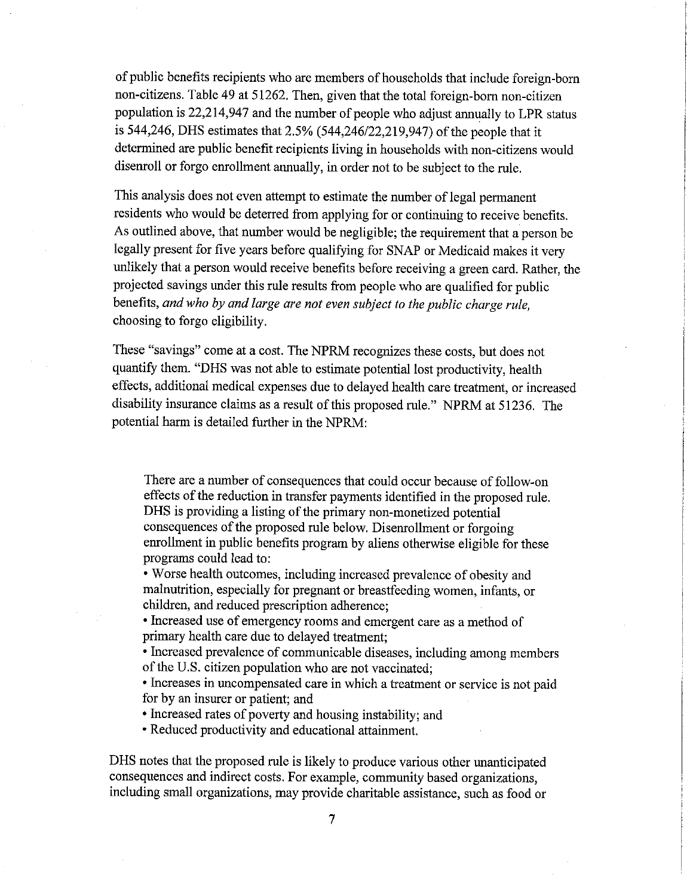of public benefits recipients who are members of households that include foreign-born non-citizens. Table 49 at 51262. Then, given that the total foreign-born non-citizen population is 22,214,947 and the number of people who adjust annually to LPR status is 544,246, DHS estimates that 2.5% (544,246/22,219,947) of the people that it determined are public benefit recipients living in households with non-citizens would disenroll or forgo enrollment annually, in order not to be subject to the rule.

This analysis does not even attempt to estimate the number of legal permanent residents who would be deterred from applying for or continuing to receive benefits. As outlined above, that number would be negligible; the requirement that a person be legally present for five years before qualifying for SNAP or Medicaid makes it very unlikely that a person would receive benefits before receiving a green card. Rather, the projected savings under this rule results from people who are qualified for public benefits, *and who by and large are not even subject to the public charge rule,* choosing to forgo eligibility.

These "savings" come at a cost. The NPRM recognizes these costs, but does not quantify them. "DHS was not able to estimate potential lost productivity, health effects, additional medical expenses due to delayed health care treatment, or increased disability insurance claims as a result of this proposed rule." NPRM at 51236. The potential harm is detailed further in the NPRM:

> There are a number of consequences that could occur because of follow-on effects of the reduction in transfer payments identified in the proposed rule. DHS is providing a listing of the primary non-monetized potential consequences of the proposed rule below. Disenrollment or forgoing enrollment in public benefits program by aliens otherwise eligible for these programs could lead to:
>
> - Worse health outcomes, including increased prevalence of obesity and malnutrition, especially for pregnant or breastfeeding women, infants, or children, and reduced prescription adherence;
> - Increased use of emergency rooms and emergent care as a method of primary health care due to delayed treatment;
> - Increased prevalence of communicable diseases, including among members of the U.S. citizen population who are not vaccinated;
> - Increases in uncompensated care in which a treatment or service is not paid for by an insurer or patient; and
> - Increased rates of poverty and housing instability; and
> - Reduced productivity and educational attainment.

DHS notes that the proposed rule is likely to produce various other unanticipated consequences and indirect costs. For example, community based organizations, including small organizations, may provide charitable assistance, such as food or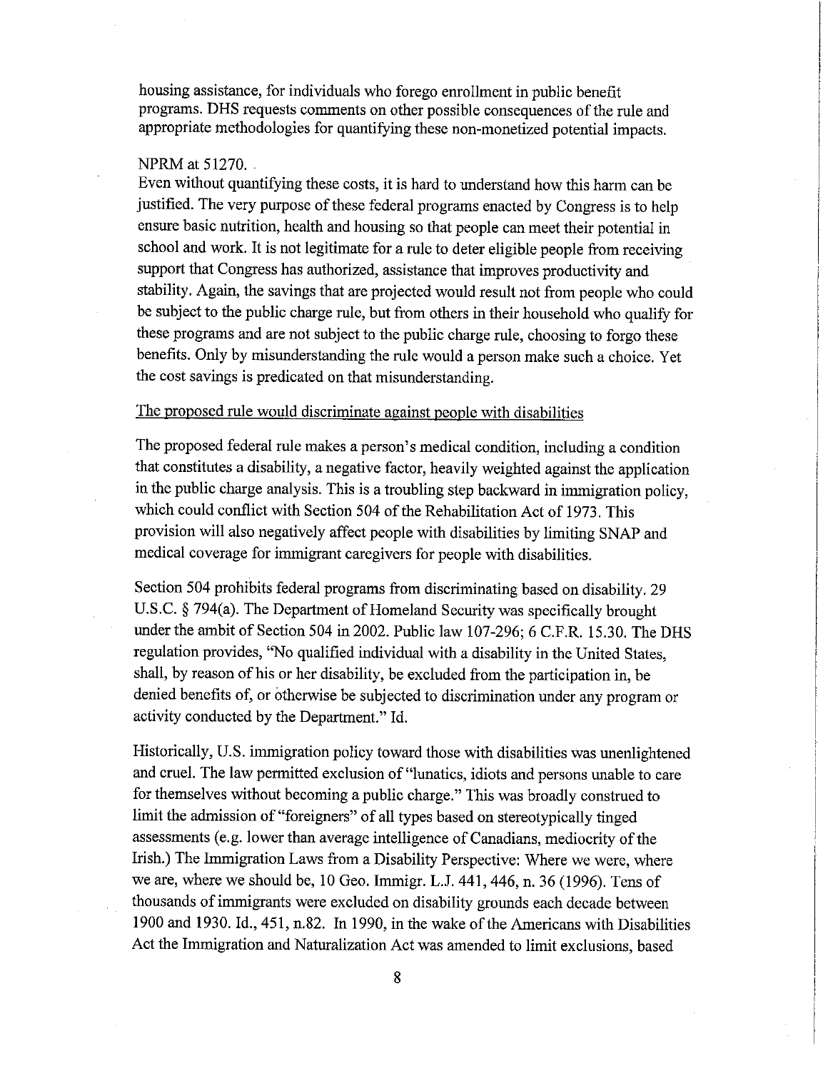housing assistance, for individuals who forego enrollment in public benefit programs. DHS requests comments on other possible consequences of the rule and appropriate methodologies for quantifying these non-monetized potential impacts.

NPRM at 51270.

Even without quantifying these costs, it is hard to understand how this harm can be justified. The very purpose of these federal programs enacted by Congress is to help ensure basic nutrition, health and housing so that people can meet their potential in school and work. It is not legitimate for a rule to deter eligible people from receiving support that Congress has authorized, assistance that improves productivity and stability. Again, the savings that are projected would result not from people who could be subject to the public charge rule, but from others in their household who qualify for these programs and are not subject to the public charge rule, choosing to forgo these benefits. Only by misunderstanding the rule would a person make such a choice. Yet the cost savings is predicated on that misunderstanding.

<u>The proposed rule would discriminate against people with disabilities</u>

The proposed federal rule makes a person's medical condition, including a condition that constitutes a disability, a negative factor, heavily weighted against the application in the public charge analysis. This is a troubling step backward in immigration policy, which could conflict with Section 504 of the Rehabilitation Act of 1973. This provision will also negatively affect people with disabilities by limiting SNAP and medical coverage for immigrant caregivers for people with disabilities.

Section 504 prohibits federal programs from discriminating based on disability. 29 U.S.C. § 794(a). The Department of Homeland Security was specifically brought under the ambit of Section 504 in 2002. Public law 107-296; 6 C.F.R. 15.30. The DHS regulation provides, "No qualified individual with a disability in the United States, shall, by reason of his or her disability, be excluded from the participation in, be denied benefits of, or otherwise be subjected to discrimination under any program or activity conducted by the Department." Id.

Historically, U.S. immigration policy toward those with disabilities was unenlightened and cruel. The law permitted exclusion of "lunatics, idiots and persons unable to care for themselves without becoming a public charge." This was broadly construed to limit the admission of "foreigners" of all types based on stereotypically tinged assessments (e.g. lower than average intelligence of Canadians, mediocrity of the Irish.) The Immigration Laws from a Disability Perspective: Where we were, where we are, where we should be, 10 Geo. Immigr. L.J. 441, 446, n. 36 (1996). Tens of thousands of immigrants were excluded on disability grounds each decade between 1900 and 1930. Id., 451, n.82. In 1990, in the wake of the Americans with Disabilities Act the Immigration and Naturalization Act was amended to limit exclusions, based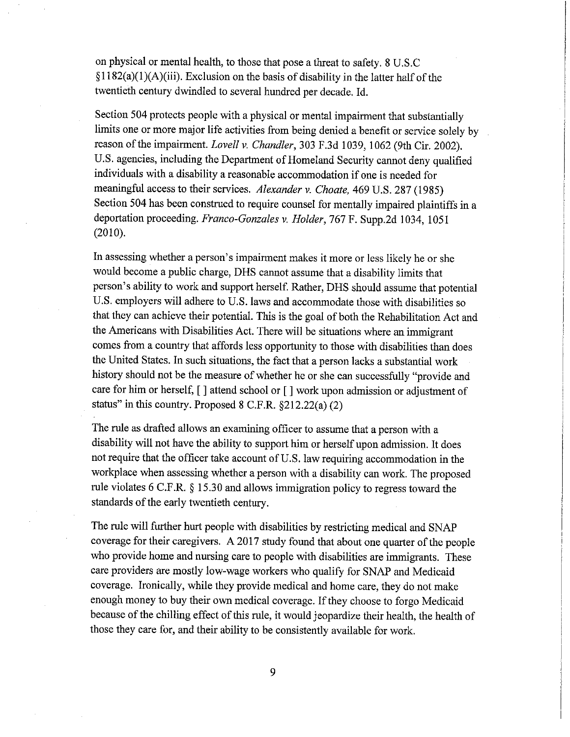on physical or mental health, to those that pose a threat to safety. 8 U.S.C §1182(a)(1)(A)(iii). Exclusion on the basis of disability in the latter half of the twentieth century dwindled to several hundred per decade. Id.

Section 504 protects people with a physical or mental impairment that substantially limits one or more major life activities from being denied a benefit or service solely by reason of the impairment. *Lovell v. Chandler*, 303 F.3d 1039, 1062 (9th Cir. 2002). U.S. agencies, including the Department of Homeland Security cannot deny qualified individuals with a disability a reasonable accommodation if one is needed for meaningful access to their services. *Alexander v. Choate,* 469 U.S. 287 (1985) Section 504 has been construed to require counsel for mentally impaired plaintiffs in a deportation proceeding. *Franco-Gonzales v. Holder*, 767 F. Supp.2d 1034, 1051 (2010).

In assessing whether a person's impairment makes it more or less likely he or she would become a public charge, DHS cannot assume that a disability limits that person's ability to work and support herself. Rather, DHS should assume that potential U.S. employers will adhere to U.S. laws and accommodate those with disabilities so that they can achieve their potential. This is the goal of both the Rehabilitation Act and the Americans with Disabilities Act. There will be situations where an immigrant comes from a country that affords less opportunity to those with disabilities than does the United States. In such situations, the fact that a person lacks a substantial work history should not be the measure of whether he or she can successfully "provide and care for him or herself, [ ] attend school or [ ] work upon admission or adjustment of status" in this country. Proposed 8 C.F.R. §212.22(a) (2)

The rule as drafted allows an examining officer to assume that a person with a disability will not have the ability to support him or herself upon admission. It does not require that the officer take account of U.S. law requiring accommodation in the workplace when assessing whether a person with a disability can work. The proposed rule violates 6 C.F.R. § 15.30 and allows immigration policy to regress toward the standards of the early twentieth century.

The rule will further hurt people with disabilities by restricting medical and SNAP coverage for their caregivers. A 2017 study found that about one quarter of the people who provide home and nursing care to people with disabilities are immigrants. These care providers are mostly low-wage workers who qualify for SNAP and Medicaid coverage. Ironically, while they provide medical and home care, they do not make enough money to buy their own medical coverage. If they choose to forgo Medicaid because of the chilling effect of this rule, it would jeopardize their health, the health of those they care for, and their ability to be consistently available for work.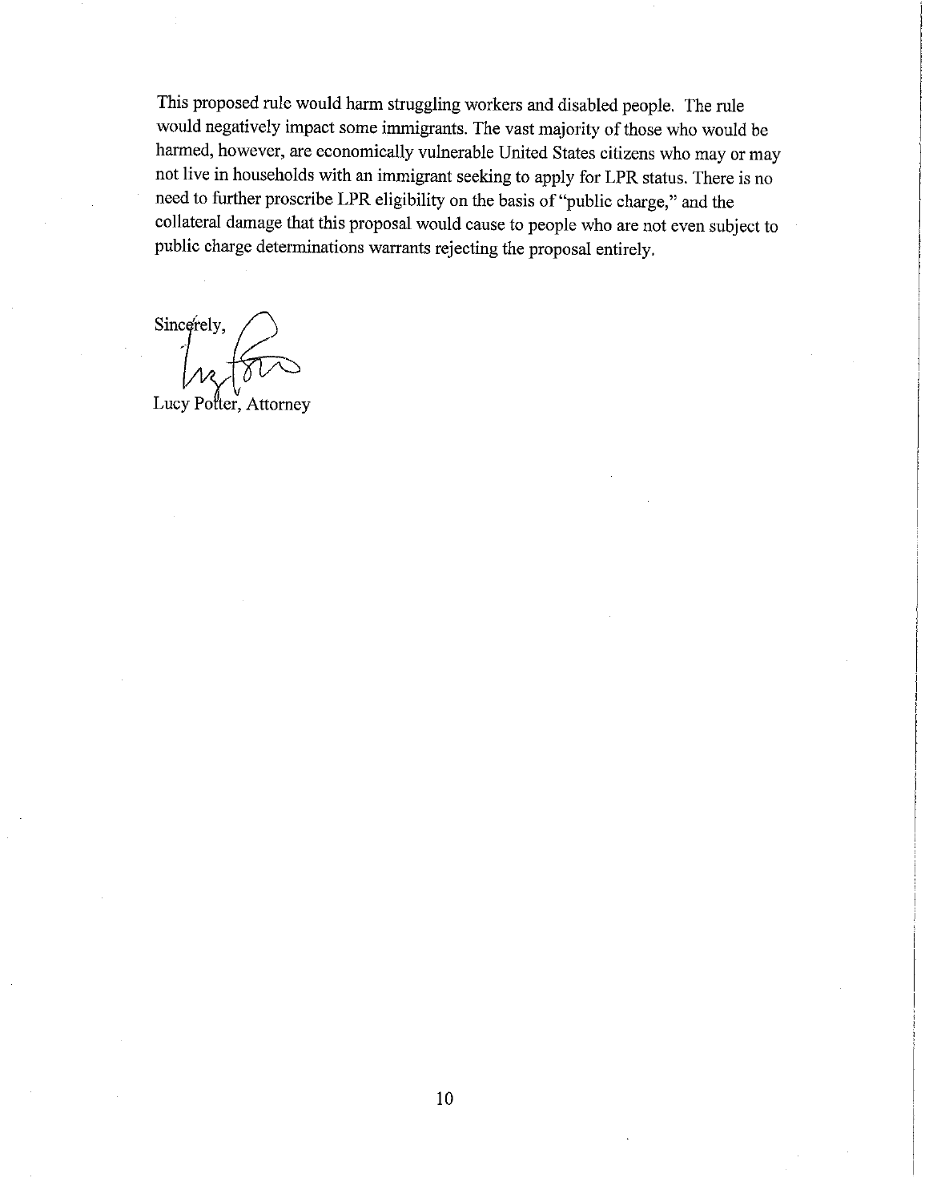This proposed rule would harm struggling workers and disabled people. The rule would negatively impact some immigrants. The vast majority of those who would be harmed, however, are economically vulnerable United States citizens who may or may not live in households with an immigrant seeking to apply for LPR status. There is no need to further proscribe LPR eligibility on the basis of "public charge," and the collateral damage that this proposal would cause to people who are not even subject to public charge determinations warrants rejecting the proposal entirely.

Sincerely,

Lucy Potter, Attorney